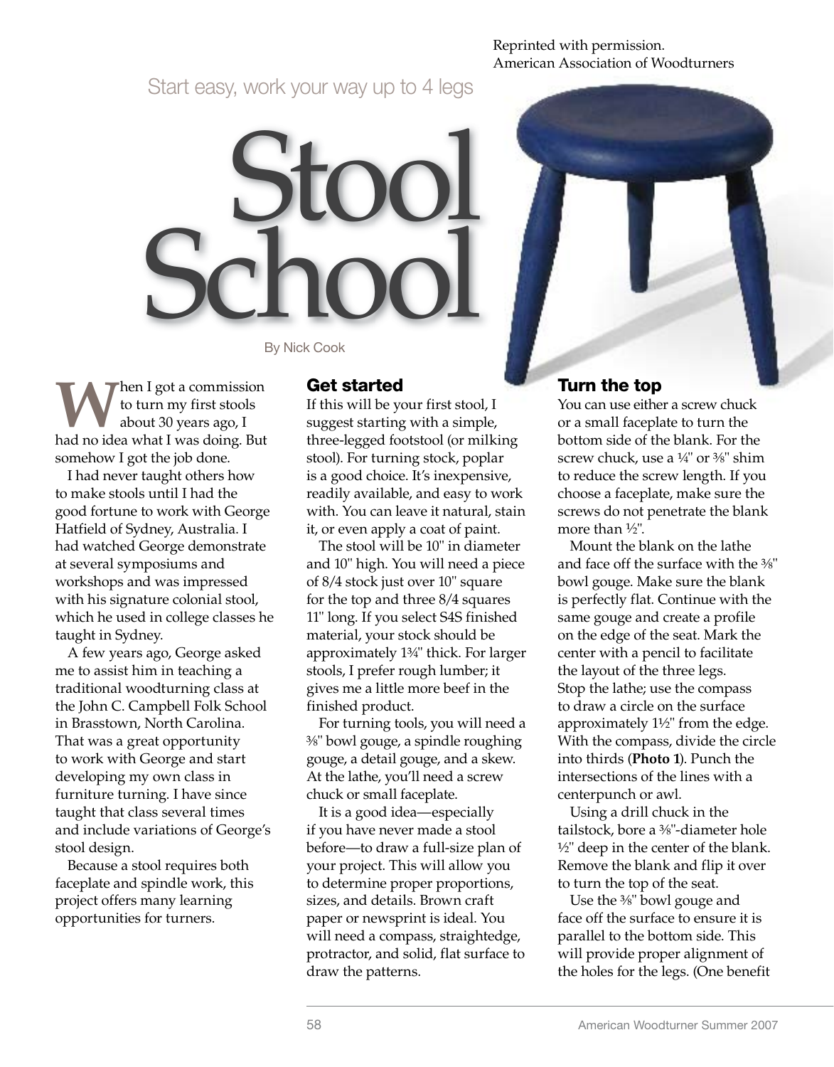Reprinted with permission.
American Association of Woodturners

Start easy, work your way up to 4 legs

# Stool School

By Nick Cook

When I got a commission to turn my first stools about 30 years ago, I had no idea what I was doing. But somehow I got the job done.

I had never taught others how to make stools until I had the good fortune to work with George Hatfield of Sydney, Australia. I had watched George demonstrate at several symposiums and workshops and was impressed with his signature colonial stool, which he used in college classes he taught in Sydney.

A few years ago, George asked me to assist him in teaching a traditional woodturning class at the John C. Campbell Folk School in Brasstown, North Carolina. That was a great opportunity to work with George and start developing my own class in furniture turning. I have since taught that class several times and include variations of George's stool design.

Because a stool requires both faceplate and spindle work, this project offers many learning opportunities for turners.

## Get started

If this will be your first stool, I suggest starting with a simple, three-legged footstool (or milking stool). For turning stock, poplar is a good choice. It's inexpensive, readily available, and easy to work with. You can leave it natural, stain it, or even apply a coat of paint.

The stool will be 10" in diameter and 10" high. You will need a piece of 8/4 stock just over 10" square for the top and three 8/4 squares 11" long. If you select S4S finished material, your stock should be approximately 1¾" thick. For larger stools, I prefer rough lumber; it gives me a little more beef in the finished product.

For turning tools, you will need a ⅜" bowl gouge, a spindle roughing gouge, a detail gouge, and a skew. At the lathe, you'll need a screw chuck or small faceplate.

It is a good idea—especially if you have never made a stool before—to draw a full-size plan of your project. This will allow you to determine proper proportions, sizes, and details. Brown craft paper or newsprint is ideal. You will need a compass, straightedge, protractor, and solid, flat surface to draw the patterns.

## Turn the top

You can use either a screw chuck or a small faceplate to turn the bottom side of the blank. For the screw chuck, use a ¼" or ⅜" shim to reduce the screw length. If you choose a faceplate, make sure the screws do not penetrate the blank more than ½".

Mount the blank on the lathe and face off the surface with the ⅜" bowl gouge. Make sure the blank is perfectly flat. Continue with the same gouge and create a profile on the edge of the seat. Mark the center with a pencil to facilitate the layout of the three legs. Stop the lathe; use the compass to draw a circle on the surface approximately 1½" from the edge. With the compass, divide the circle into thirds (**Photo 1**). Punch the intersections of the lines with a centerpunch or awl.

Using a drill chuck in the tailstock, bore a ⅜"-diameter hole ½" deep in the center of the blank. Remove the blank and flip it over to turn the top of the seat.

Use the ⅜" bowl gouge and face off the surface to ensure it is parallel to the bottom side. This will provide proper alignment of the holes for the legs. (One benefit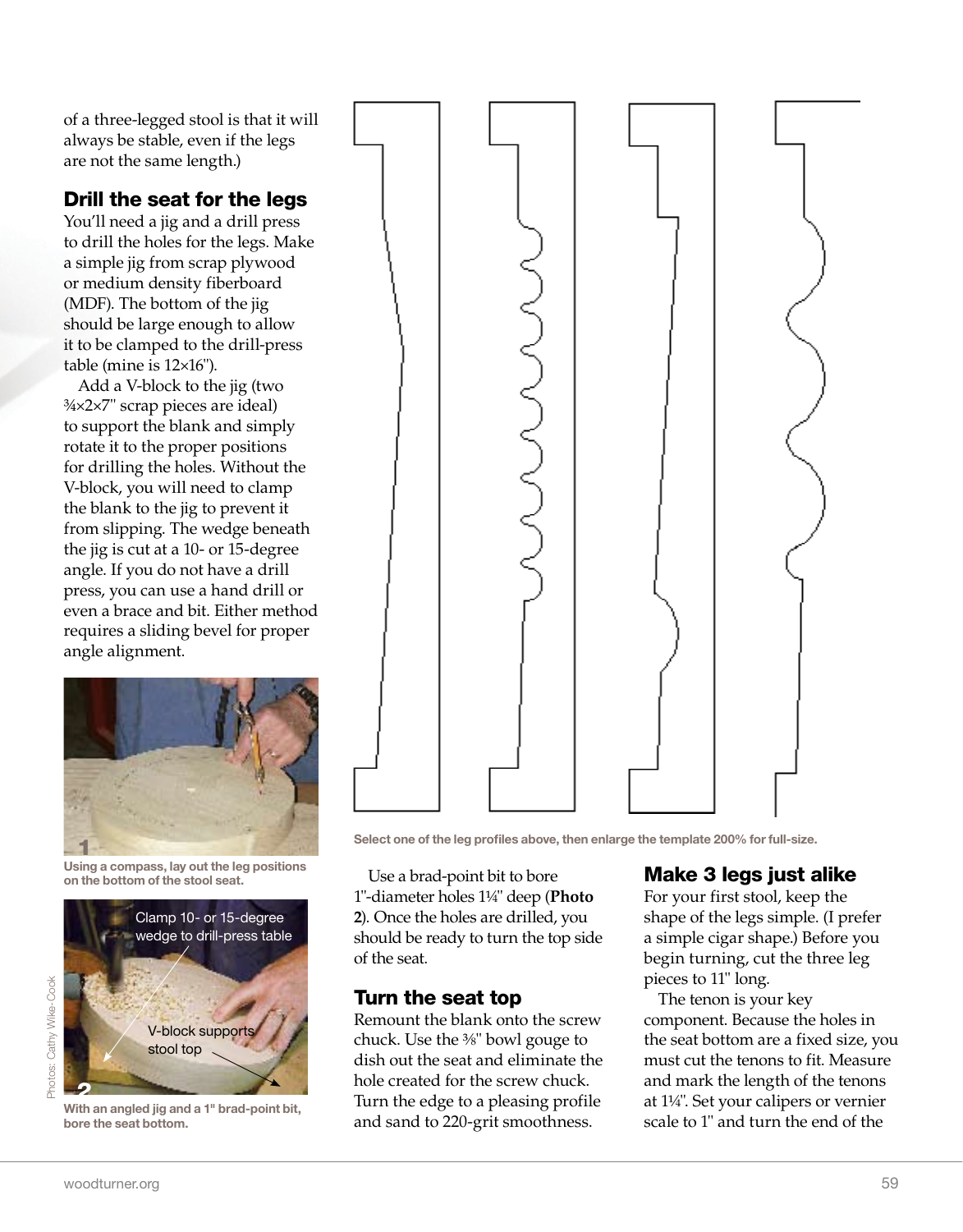of a three-legged stool is that it will always be stable, even if the legs are not the same length.)

## Drill the seat for the legs

You'll need a jig and a drill press to drill the holes for the legs. Make a simple jig from scrap plywood or medium density fiberboard (MDF). The bottom of the jig should be large enough to allow it to be clamped to the drill-press table (mine is 12×16").

Add a V-block to the jig (two ¾×2×7" scrap pieces are ideal) to support the blank and simply rotate it to the proper positions for drilling the holes. Without the V-block, you will need to clamp the blank to the jig to prevent it from slipping. The wedge beneath the jig is cut at a 10- or 15-degree angle. If you do not have a drill press, you can use a hand drill or even a brace and bit. Either method requires a sliding bevel for proper angle alignment.

Using a compass, lay out the leg positions on the bottom of the stool seat.

Clamp 10- or 15-degree wedge to drill-press table

V-block supports stool top

With an angled jig and a 1" brad-point bit, bore the seat bottom.

Photos: Cathy Wike-Cook

Select one of the leg profiles above, then enlarge the template 200% for full-size.

Use a brad-point bit to bore 1"-diameter holes 1¼" deep (**Photo 2**). Once the holes are drilled, you should be ready to turn the top side of the seat.

## Turn the seat top

Remount the blank onto the screw chuck. Use the ⅜" bowl gouge to dish out the seat and eliminate the hole created for the screw chuck. Turn the edge to a pleasing profile and sand to 220-grit smoothness.

## Make 3 legs just alike

For your first stool, keep the shape of the legs simple. (I prefer a simple cigar shape.) Before you begin turning, cut the three leg pieces to 11" long.

The tenon is your key component. Because the holes in the seat bottom are a fixed size, you must cut the tenons to fit. Measure and mark the length of the tenons at 1¼". Set your calipers or vernier scale to 1" and turn the end of the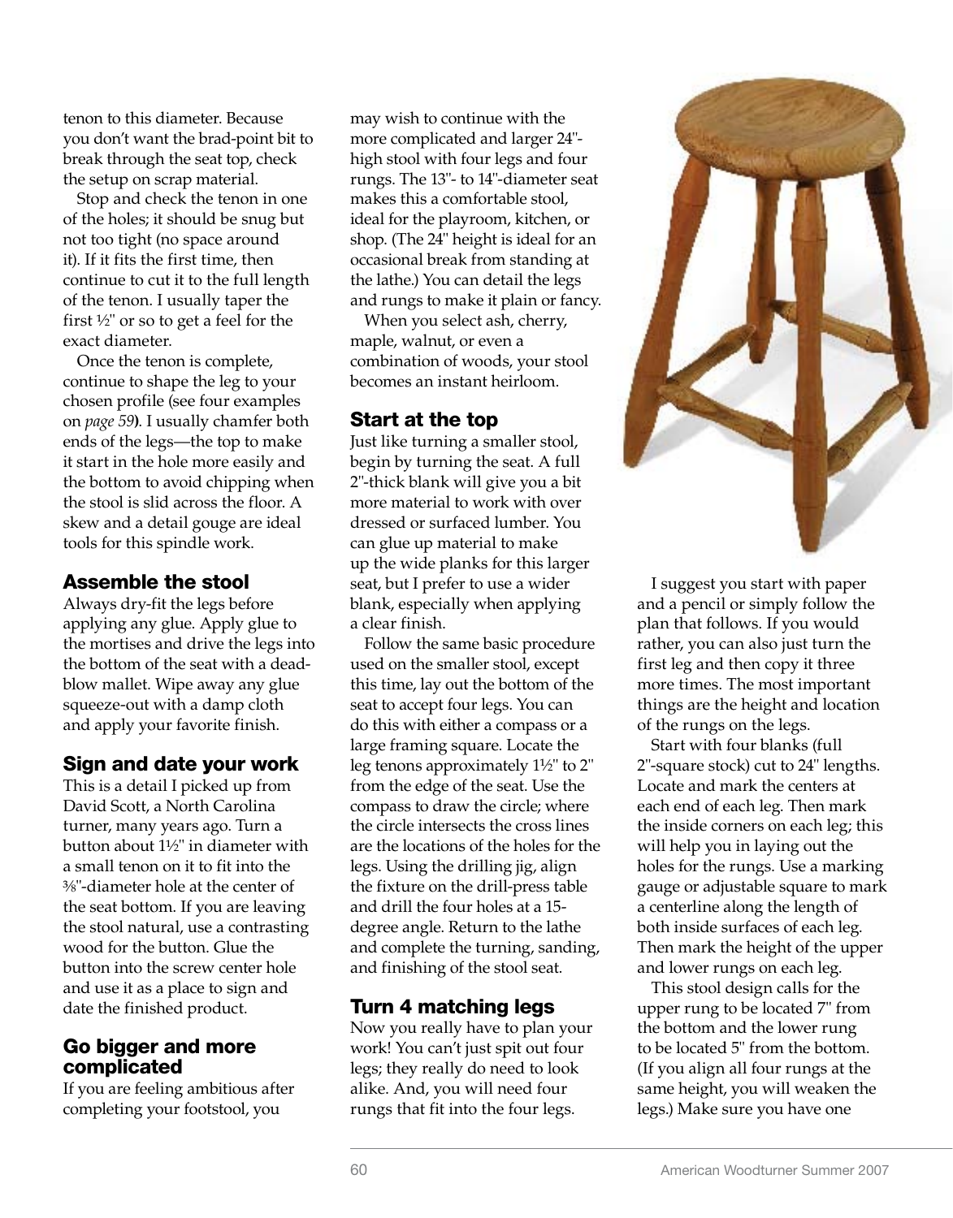tenon to this diameter. Because you don't want the brad-point bit to break through the seat top, check the setup on scrap material.

Stop and check the tenon in one of the holes; it should be snug but not too tight (no space around it). If it fits the first time, then continue to cut it to the full length of the tenon. I usually taper the first ½" or so to get a feel for the exact diameter.

Once the tenon is complete, continue to shape the leg to your chosen profile (see four examples on *page 59*). I usually chamfer both ends of the legs—the top to make it start in the hole more easily and the bottom to avoid chipping when the stool is slid across the floor. A skew and a detail gouge are ideal tools for this spindle work.

## Assemble the stool

Always dry-fit the legs before applying any glue. Apply glue to the mortises and drive the legs into the bottom of the seat with a dead-blow mallet. Wipe away any glue squeeze-out with a damp cloth and apply your favorite finish.

## Sign and date your work

This is a detail I picked up from David Scott, a North Carolina turner, many years ago. Turn a button about 1½" in diameter with a small tenon on it to fit into the ⅜"-diameter hole at the center of the seat bottom. If you are leaving the stool natural, use a contrasting wood for the button. Glue the button into the screw center hole and use it as a place to sign and date the finished product.

## Go bigger and more complicated

If you are feeling ambitious after completing your footstool, you may wish to continue with the more complicated and larger 24"-high stool with four legs and four rungs. The 13"- to 14"-diameter seat makes this a comfortable stool, ideal for the playroom, kitchen, or shop. (The 24" height is ideal for an occasional break from standing at the lathe.) You can detail the legs and rungs to make it plain or fancy.

When you select ash, cherry, maple, walnut, or even a combination of woods, your stool becomes an instant heirloom.

## Start at the top

Just like turning a smaller stool, begin by turning the seat. A full 2"-thick blank will give you a bit more material to work with over dressed or surfaced lumber. You can glue up material to make up the wide planks for this larger seat, but I prefer to use a wider blank, especially when applying a clear finish.

Follow the same basic procedure used on the smaller stool, except this time, lay out the bottom of the seat to accept four legs. You can do this with either a compass or a large framing square. Locate the leg tenons approximately 1½" to 2" from the edge of the seat. Use the compass to draw the circle; where the circle intersects the cross lines are the locations of the holes for the legs. Using the drilling jig, align the fixture on the drill-press table and drill the four holes at a 15-degree angle. Return to the lathe and complete the turning, sanding, and finishing of the stool seat.

## Turn 4 matching legs

Now you really have to plan your work! You can't just spit out four legs; they really do need to look alike. And, you will need four rungs that fit into the four legs.

I suggest you start with paper and a pencil or simply follow the plan that follows. If you would rather, you can also just turn the first leg and then copy it three more times. The most important things are the height and location of the rungs on the legs.

Start with four blanks (full 2"-square stock) cut to 24" lengths. Locate and mark the centers at each end of each leg. Then mark the inside corners on each leg; this will help you in laying out the holes for the rungs. Use a marking gauge or adjustable square to mark a centerline along the length of both inside surfaces of each leg. Then mark the height of the upper and lower rungs on each leg.

This stool design calls for the upper rung to be located 7" from the bottom and the lower rung to be located 5" from the bottom. (If you align all four rungs at the same height, you will weaken the legs.) Make sure you have one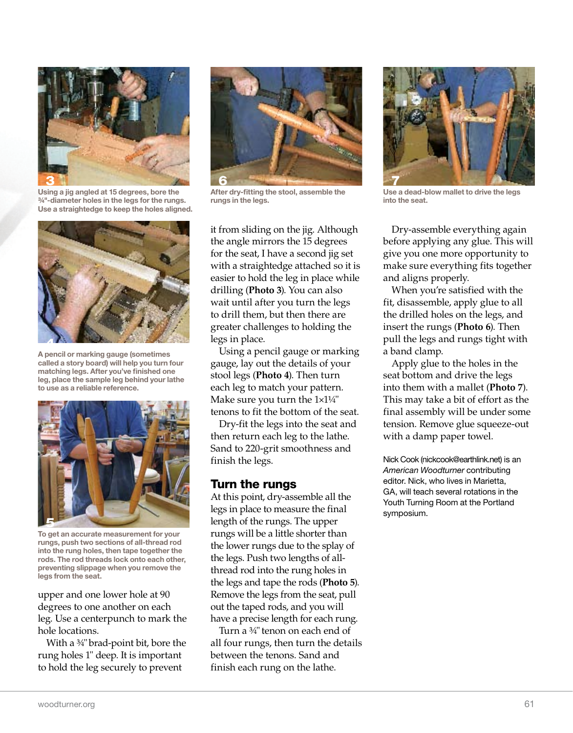Using a jig angled at 15 degrees, bore the ¾"-diameter holes in the legs for the rungs. Use a straightedge to keep the holes aligned.

A pencil or marking gauge (sometimes called a story board) will help you turn four matching legs. After you've finished one leg, place the sample leg behind your lathe to use as a reliable reference.

To get an accurate measurement for your rungs, push two sections of all-thread rod into the rung holes, then tape together the rods. The rod threads lock onto each other, preventing slippage when you remove the legs from the seat.

upper and one lower hole at 90 degrees to one another on each leg. Use a centerpunch to mark the hole locations.

With a ¾" brad-point bit, bore the rung holes 1" deep. It is important to hold the leg securely to prevent it from sliding on the jig. Although the angle mirrors the 15 degrees for the seat, I have a second jig set with a straightedge attached so it is easier to hold the leg in place while drilling (**Photo 3**). You can also wait until after you turn the legs to drill them, but then there are greater challenges to holding the legs in place.

Using a pencil gauge or marking gauge, lay out the details of your stool legs (**Photo 4**). Then turn each leg to match your pattern. Make sure you turn the 1×1¼" tenons to fit the bottom of the seat.

Dry-fit the legs into the seat and then return each leg to the lathe. Sand to 220-grit smoothness and finish the legs.

## Turn the rungs

At this point, dry-assemble all the legs in place to measure the final length of the rungs. The upper rungs will be a little shorter than the lower rungs due to the splay of the legs. Push two lengths of all-thread rod into the rung holes in the legs and tape the rods (**Photo 5**). Remove the legs from the seat, pull out the taped rods, and you will have a precise length for each rung.

Turn a ¾" tenon on each end of all four rungs, then turn the details between the tenons. Sand and finish each rung on the lathe.

After dry-fitting the stool, assemble the rungs in the legs.

Use a dead-blow mallet to drive the legs into the seat.

Dry-assemble everything again before applying any glue. This will give you one more opportunity to make sure everything fits together and aligns properly.

When you're satisfied with the fit, disassemble, apply glue to all the drilled holes on the legs, and insert the rungs (**Photo 6**). Then pull the legs and rungs tight with a band clamp.

Apply glue to the holes in the seat bottom and drive the legs into them with a mallet (**Photo 7**). This may take a bit of effort as the final assembly will be under some tension. Remove glue squeeze-out with a damp paper towel.

Nick Cook (nickcook@earthlink.net) is an *American Woodturner* contributing editor. Nick, who lives in Marietta, GA, will teach several rotations in the Youth Turning Room at the Portland symposium.